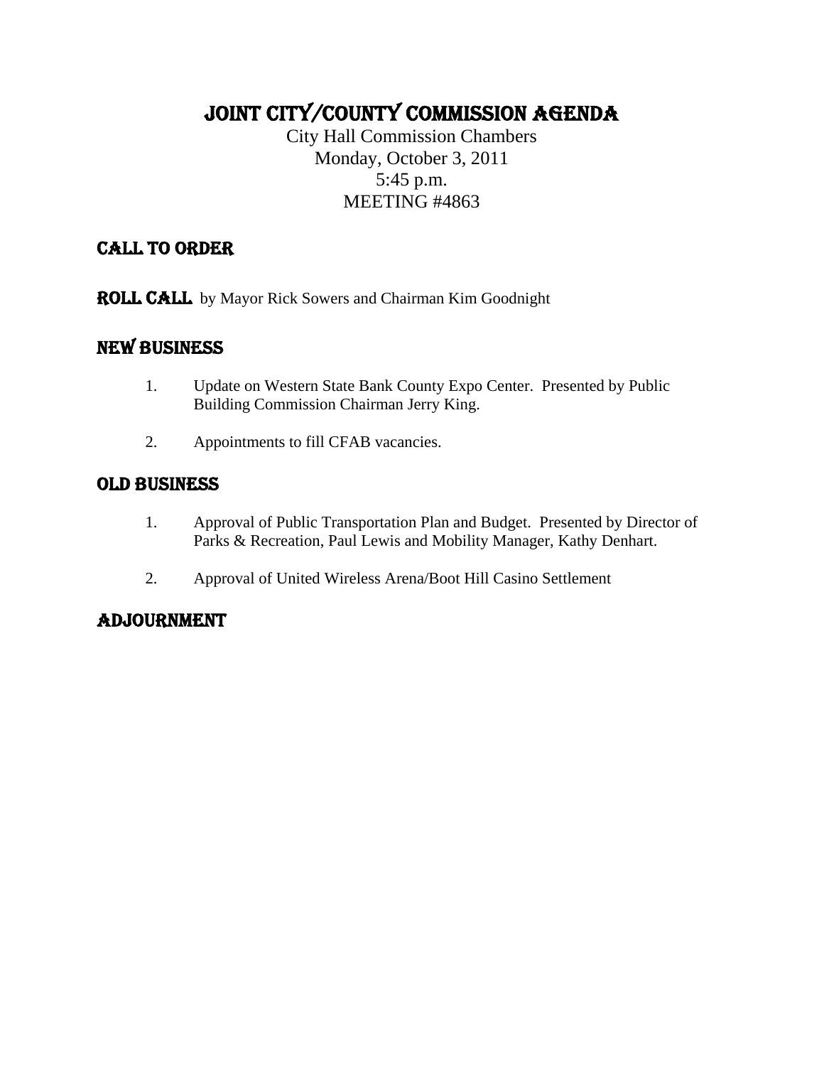# JOINT CITY/COUNTY COMMISSION AGENDA

City Hall Commission Chambers
Monday, October 3, 2011
5:45 p.m.
MEETING #4863

## CALL TO ORDER

**ROLL CALL** by Mayor Rick Sowers and Chairman Kim Goodnight

## NEW BUSINESS

1. Update on Western State Bank County Expo Center. Presented by Public Building Commission Chairman Jerry King.

2. Appointments to fill CFAB vacancies.

## OLD BUSINESS

1. Approval of Public Transportation Plan and Budget. Presented by Director of Parks & Recreation, Paul Lewis and Mobility Manager, Kathy Denhart.

2. Approval of United Wireless Arena/Boot Hill Casino Settlement

## ADJOURNMENT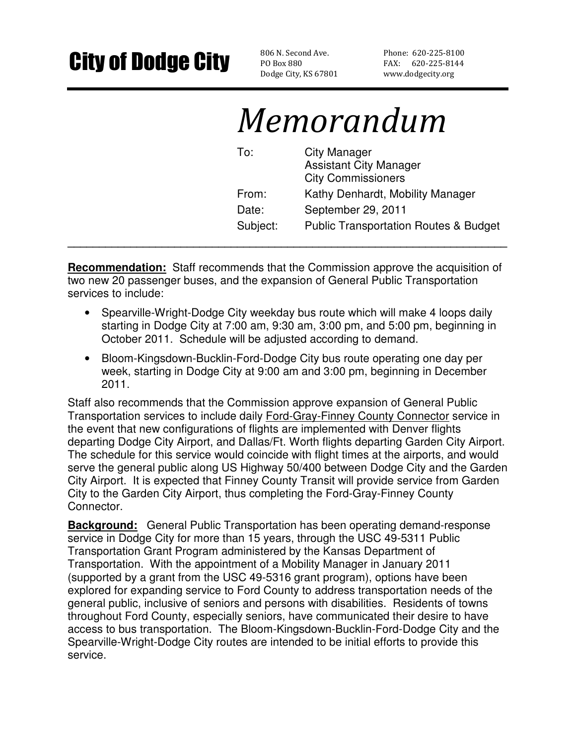# City of Dodge City

806 N. Second Ave.
PO Box 880
Dodge City, KS 67801

Phone: 620-225-8100
FAX: 620-225-8144
www.dodgecity.org

# *Memorandum*

| | |
|---|---|
| To: | City Manager<br>Assistant City Manager<br>City Commissioners |
| From: | Kathy Denhardt, Mobility Manager |
| Date: | September 29, 2011 |
| Subject: | Public Transportation Routes & Budget |

---

**Recommendation:** Staff recommends that the Commission approve the acquisition of two new 20 passenger buses, and the expansion of General Public Transportation services to include:

- Spearville-Wright-Dodge City weekday bus route which will make 4 loops daily starting in Dodge City at 7:00 am, 9:30 am, 3:00 pm, and 5:00 pm, beginning in October 2011. Schedule will be adjusted according to demand.
- Bloom-Kingsdown-Bucklin-Ford-Dodge City bus route operating one day per week, starting in Dodge City at 9:00 am and 3:00 pm, beginning in December 2011.

Staff also recommends that the Commission approve expansion of General Public Transportation services to include daily Ford-Gray-Finney County Connector service in the event that new configurations of flights are implemented with Denver flights departing Dodge City Airport, and Dallas/Ft. Worth flights departing Garden City Airport. The schedule for this service would coincide with flight times at the airports, and would serve the general public along US Highway 50/400 between Dodge City and the Garden City Airport. It is expected that Finney County Transit will provide service from Garden City to the Garden City Airport, thus completing the Ford-Gray-Finney County Connector.

**Background:** General Public Transportation has been operating demand-response service in Dodge City for more than 15 years, through the USC 49-5311 Public Transportation Grant Program administered by the Kansas Department of Transportation. With the appointment of a Mobility Manager in January 2011 (supported by a grant from the USC 49-5316 grant program), options have been explored for expanding service to Ford County to address transportation needs of the general public, inclusive of seniors and persons with disabilities. Residents of towns throughout Ford County, especially seniors, have communicated their desire to have access to bus transportation. The Bloom-Kingsdown-Bucklin-Ford-Dodge City and the Spearville-Wright-Dodge City routes are intended to be initial efforts to provide this service.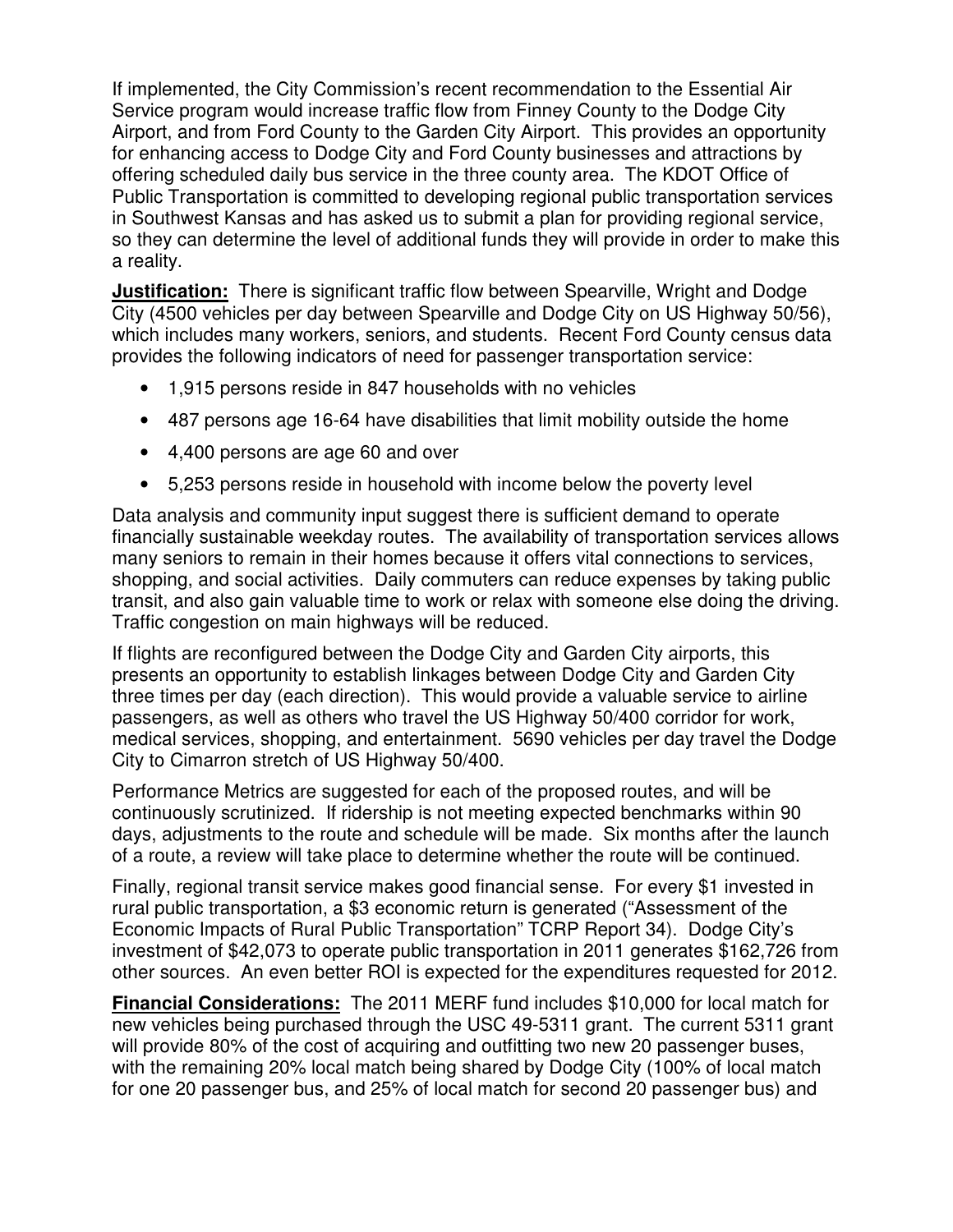If implemented, the City Commission's recent recommendation to the Essential Air Service program would increase traffic flow from Finney County to the Dodge City Airport, and from Ford County to the Garden City Airport. This provides an opportunity for enhancing access to Dodge City and Ford County businesses and attractions by offering scheduled daily bus service in the three county area. The KDOT Office of Public Transportation is committed to developing regional public transportation services in Southwest Kansas and has asked us to submit a plan for providing regional service, so they can determine the level of additional funds they will provide in order to make this a reality.

**Justification:** There is significant traffic flow between Spearville, Wright and Dodge City (4500 vehicles per day between Spearville and Dodge City on US Highway 50/56), which includes many workers, seniors, and students. Recent Ford County census data provides the following indicators of need for passenger transportation service:

- 1,915 persons reside in 847 households with no vehicles
- 487 persons age 16-64 have disabilities that limit mobility outside the home
- 4,400 persons are age 60 and over
- 5,253 persons reside in household with income below the poverty level

Data analysis and community input suggest there is sufficient demand to operate financially sustainable weekday routes. The availability of transportation services allows many seniors to remain in their homes because it offers vital connections to services, shopping, and social activities. Daily commuters can reduce expenses by taking public transit, and also gain valuable time to work or relax with someone else doing the driving. Traffic congestion on main highways will be reduced.

If flights are reconfigured between the Dodge City and Garden City airports, this presents an opportunity to establish linkages between Dodge City and Garden City three times per day (each direction). This would provide a valuable service to airline passengers, as well as others who travel the US Highway 50/400 corridor for work, medical services, shopping, and entertainment. 5690 vehicles per day travel the Dodge City to Cimarron stretch of US Highway 50/400.

Performance Metrics are suggested for each of the proposed routes, and will be continuously scrutinized. If ridership is not meeting expected benchmarks within 90 days, adjustments to the route and schedule will be made. Six months after the launch of a route, a review will take place to determine whether the route will be continued.

Finally, regional transit service makes good financial sense. For every $1 invested in rural public transportation, a $3 economic return is generated ("Assessment of the Economic Impacts of Rural Public Transportation" TCRP Report 34). Dodge City's investment of $42,073 to operate public transportation in 2011 generates $162,726 from other sources. An even better ROI is expected for the expenditures requested for 2012.

**Financial Considerations:** The 2011 MERF fund includes $10,000 for local match for new vehicles being purchased through the USC 49-5311 grant. The current 5311 grant will provide 80% of the cost of acquiring and outfitting two new 20 passenger buses, with the remaining 20% local match being shared by Dodge City (100% of local match for one 20 passenger bus, and 25% of local match for second 20 passenger bus) and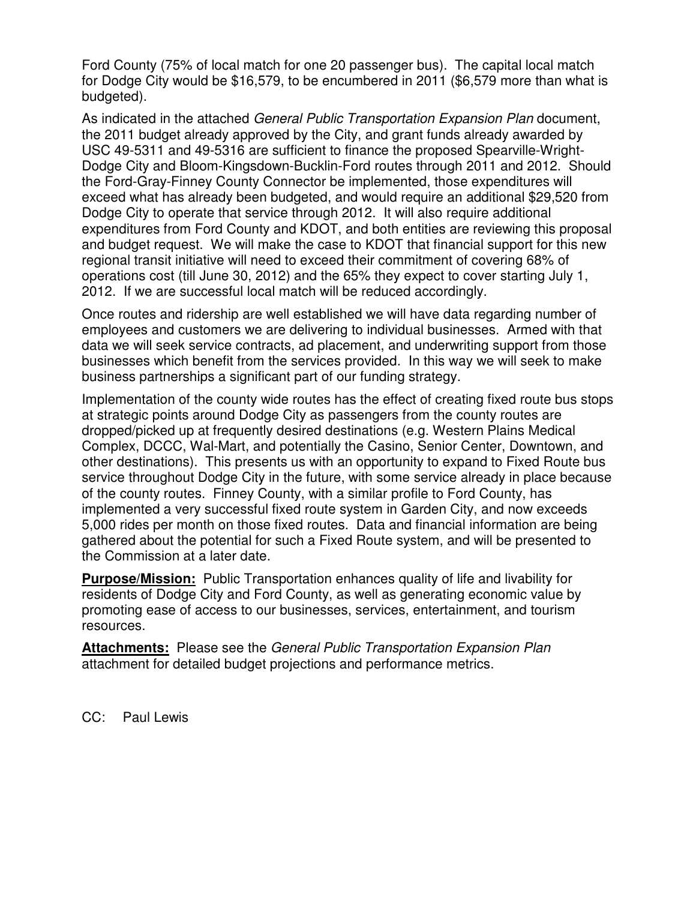Ford County (75% of local match for one 20 passenger bus). The capital local match for Dodge City would be $16,579, to be encumbered in 2011 ($6,579 more than what is budgeted).

As indicated in the attached *General Public Transportation Expansion Plan* document, the 2011 budget already approved by the City, and grant funds already awarded by USC 49-5311 and 49-5316 are sufficient to finance the proposed Spearville-Wright-Dodge City and Bloom-Kingsdown-Bucklin-Ford routes through 2011 and 2012. Should the Ford-Gray-Finney County Connector be implemented, those expenditures will exceed what has already been budgeted, and would require an additional $29,520 from Dodge City to operate that service through 2012. It will also require additional expenditures from Ford County and KDOT, and both entities are reviewing this proposal and budget request. We will make the case to KDOT that financial support for this new regional transit initiative will need to exceed their commitment of covering 68% of operations cost (till June 30, 2012) and the 65% they expect to cover starting July 1, 2012. If we are successful local match will be reduced accordingly.

Once routes and ridership are well established we will have data regarding number of employees and customers we are delivering to individual businesses. Armed with that data we will seek service contracts, ad placement, and underwriting support from those businesses which benefit from the services provided. In this way we will seek to make business partnerships a significant part of our funding strategy.

Implementation of the county wide routes has the effect of creating fixed route bus stops at strategic points around Dodge City as passengers from the county routes are dropped/picked up at frequently desired destinations (e.g. Western Plains Medical Complex, DCCC, Wal-Mart, and potentially the Casino, Senior Center, Downtown, and other destinations). This presents us with an opportunity to expand to Fixed Route bus service throughout Dodge City in the future, with some service already in place because of the county routes. Finney County, with a similar profile to Ford County, has implemented a very successful fixed route system in Garden City, and now exceeds 5,000 rides per month on those fixed routes. Data and financial information are being gathered about the potential for such a Fixed Route system, and will be presented to the Commission at a later date.

**Purpose/Mission:** Public Transportation enhances quality of life and livability for residents of Dodge City and Ford County, as well as generating economic value by promoting ease of access to our businesses, services, entertainment, and tourism resources.

**Attachments:** Please see the *General Public Transportation Expansion Plan* attachment for detailed budget projections and performance metrics.

CC: Paul Lewis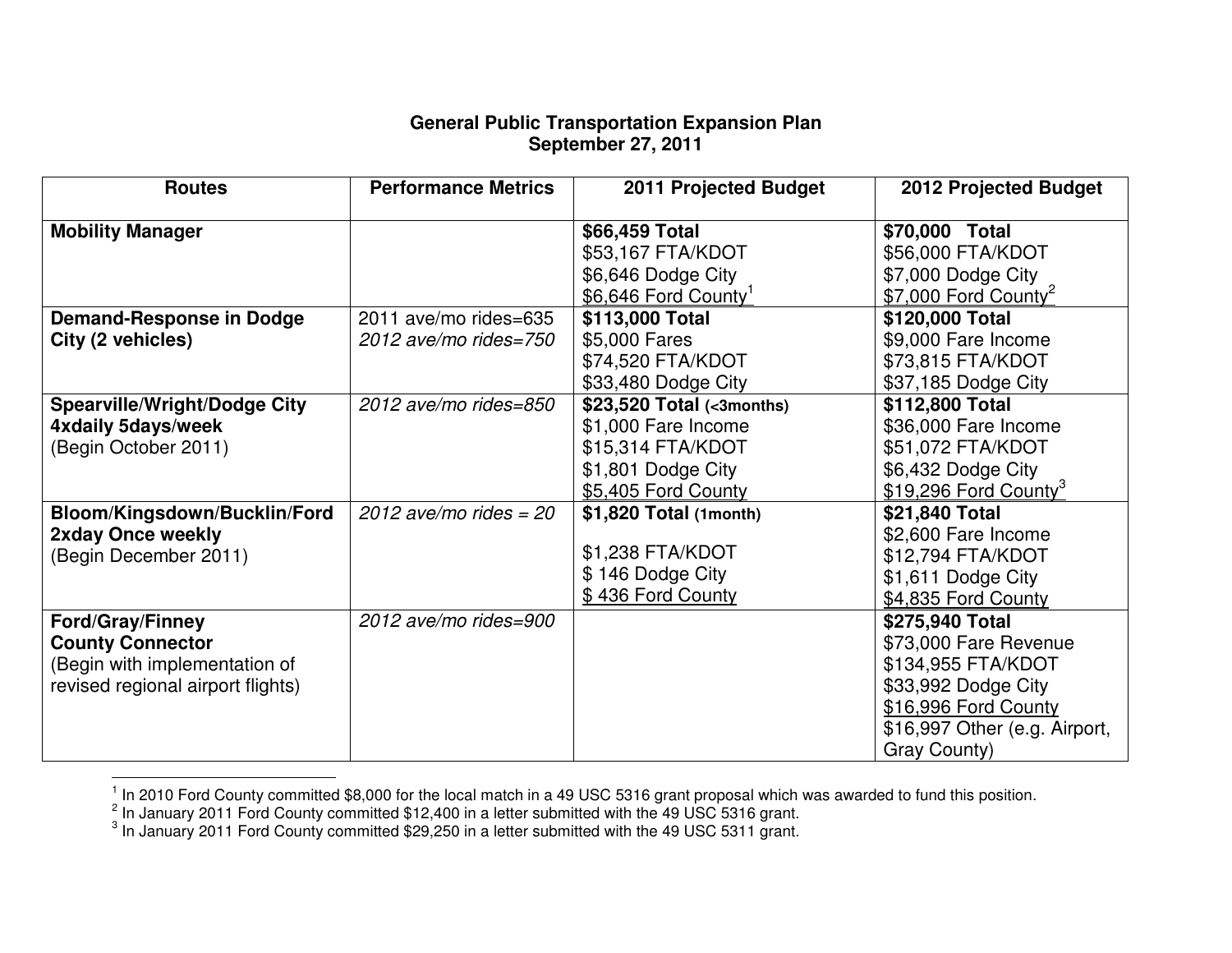# General Public Transportation Expansion Plan
## September 27, 2011

| Routes | Performance Metrics | 2011 Projected Budget | 2012 Projected Budget |
|---|---|---|---|
| **Mobility Manager** | | **$66,459 Total**<br>$53,167 FTA/KDOT<br>$6,646 Dodge City<br>$6,646 Ford County[1] | **$70,000 Total**<br>$56,000 FTA/KDOT<br>$7,000 Dodge City<br>$7,000 Ford County[2] |
| **Demand-Response in Dodge City (2 vehicles)** | 2011 ave/mo rides=635<br>*2012 ave/mo rides=750* | **$113,000 Total**<br>$5,000 Fares<br>$74,520 FTA/KDOT<br>$33,480 Dodge City | **$120,000 Total**<br>$9,000 Fare Income<br>$73,815 FTA/KDOT<br>$37,185 Dodge City |
| **Spearville/Wright/Dodge City 4xdaily 5days/week**<br>(Begin October 2011) | *2012 ave/mo rides=850* | **$23,520 Total** (<3months)<br>$1,000 Fare Income<br>$15,314 FTA/KDOT<br>$1,801 Dodge City<br>$5,405 Ford County | **$112,800 Total**<br>$36,000 Fare Income<br>$51,072 FTA/KDOT<br>$6,432 Dodge City<br>$19,296 Ford County[3] |
| **Bloom/Kingsdown/Bucklin/Ford 2xday Once weekly**<br>(Begin December 2011) | *2012 ave/mo rides = 20* | **$1,820 Total** (1month)<br><br>$1,238 FTA/KDOT<br>$ 146 Dodge City<br>$ 436 Ford County | **$21,840 Total**<br>$2,600 Fare Income<br>$12,794 FTA/KDOT<br>$1,611 Dodge City<br>$4,835 Ford County |
| **Ford/Gray/Finney County Connector**<br>(Begin with implementation of revised regional airport flights) | *2012 ave/mo rides=900* | | **$275,940 Total**<br>$73,000 Fare Revenue<br>$134,955 FTA/KDOT<br>$33,992 Dodge City<br>$16,996 Ford County<br>$16,997 Other (e.g. Airport, Gray County) |

[1] In 2010 Ford County committed $8,000 for the local match in a 49 USC 5316 grant proposal which was awarded to fund this position.

[2] In January 2011 Ford County committed $12,400 in a letter submitted with the 49 USC 5316 grant.

[3] In January 2011 Ford County committed $29,250 in a letter submitted with the 49 USC 5311 grant.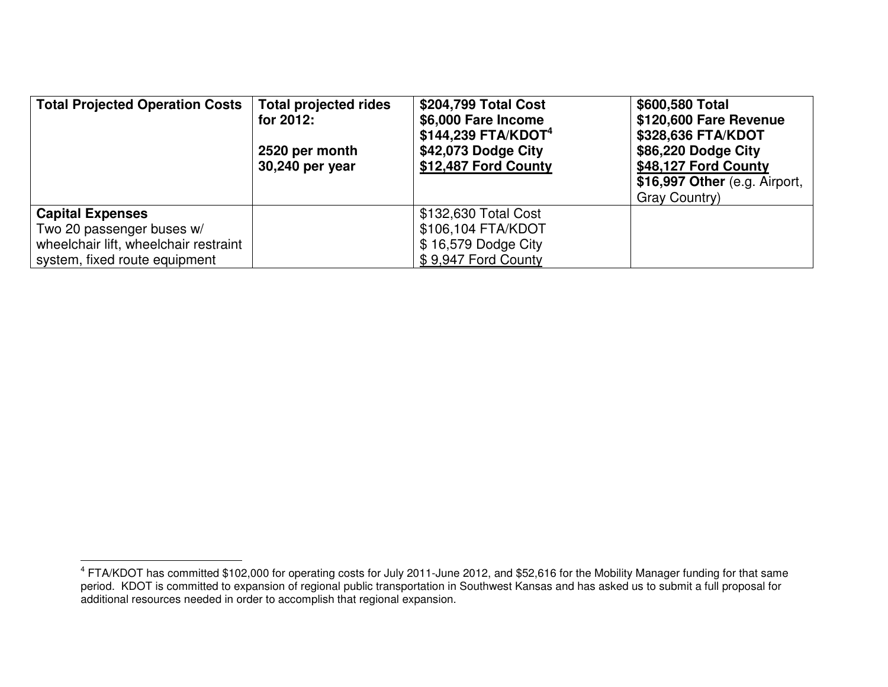| **Total Projected Operation Costs** | **Total projected rides for 2012:**<br><br>**2520 per month**<br>**30,240 per year** | **$204,799 Total Cost**<br>**$6,000 Fare Income**<br>**$144,239 FTA/KDOT[4]**<br>**$42,073 Dodge City**<br>**$12,487 Ford County** | **$600,580 Total**<br>**$120,600 Fare Revenue**<br>**$328,636 FTA/KDOT**<br>**$86,220 Dodge City**<br>**$48,127 Ford County**<br>**$16,997 Other** (e.g. Airport, Gray Country) |
|---|---|---|---|
| **Capital Expenses**<br>Two 20 passenger buses w/ wheelchair lift, wheelchair restraint system, fixed route equipment | | $132,630 Total Cost<br>$106,104 FTA/KDOT<br>$ 16,579 Dodge City<br>$ 9,947 Ford County | |

[4] FTA/KDOT has committed $102,000 for operating costs for July 2011-June 2012, and $52,616 for the Mobility Manager funding for that same period. KDOT is committed to expansion of regional public transportation in Southwest Kansas and has asked us to submit a full proposal for additional resources needed in order to accomplish that regional expansion.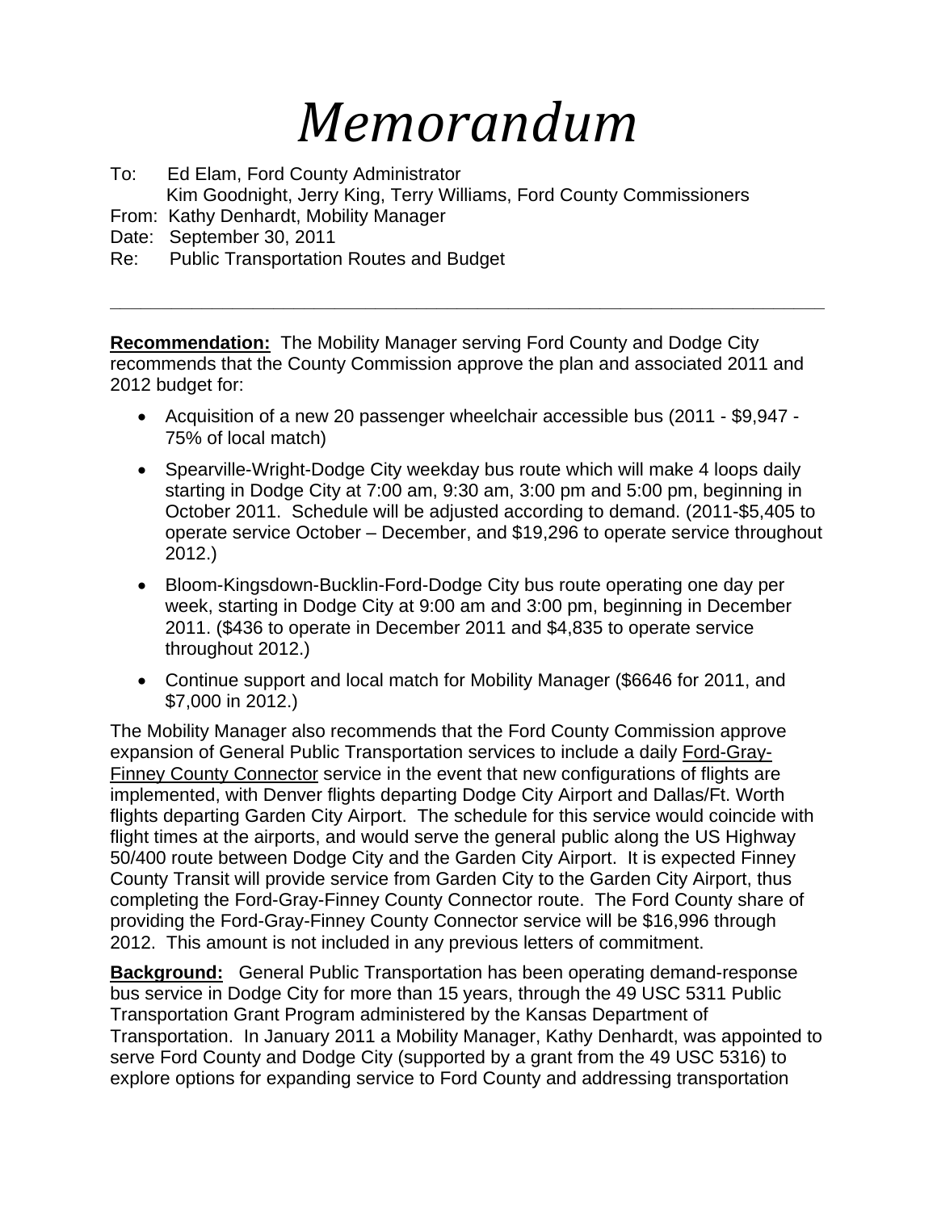# *Memorandum*

To: Ed Elam, Ford County Administrator
Kim Goodnight, Jerry King, Terry Williams, Ford County Commissioners
From: Kathy Denhardt, Mobility Manager
Date: September 30, 2011
Re: Public Transportation Routes and Budget

---

**Recommendation:** The Mobility Manager serving Ford County and Dodge City recommends that the County Commission approve the plan and associated 2011 and 2012 budget for:

- Acquisition of a new 20 passenger wheelchair accessible bus (2011 - $9,947 - 75% of local match)
- Spearville-Wright-Dodge City weekday bus route which will make 4 loops daily starting in Dodge City at 7:00 am, 9:30 am, 3:00 pm and 5:00 pm, beginning in October 2011. Schedule will be adjusted according to demand. (2011-$5,405 to operate service October – December, and $19,296 to operate service throughout 2012.)
- Bloom-Kingsdown-Bucklin-Ford-Dodge City bus route operating one day per week, starting in Dodge City at 9:00 am and 3:00 pm, beginning in December 2011. ($436 to operate in December 2011 and $4,835 to operate service throughout 2012.)
- Continue support and local match for Mobility Manager ($6646 for 2011, and $7,000 in 2012.)

The Mobility Manager also recommends that the Ford County Commission approve expansion of General Public Transportation services to include a daily Ford-Gray-Finney County Connector service in the event that new configurations of flights are implemented, with Denver flights departing Dodge City Airport and Dallas/Ft. Worth flights departing Garden City Airport. The schedule for this service would coincide with flight times at the airports, and would serve the general public along the US Highway 50/400 route between Dodge City and the Garden City Airport. It is expected Finney County Transit will provide service from Garden City to the Garden City Airport, thus completing the Ford-Gray-Finney County Connector route. The Ford County share of providing the Ford-Gray-Finney County Connector service will be $16,996 through 2012. This amount is not included in any previous letters of commitment.

**Background:** General Public Transportation has been operating demand-response bus service in Dodge City for more than 15 years, through the 49 USC 5311 Public Transportation Grant Program administered by the Kansas Department of Transportation. In January 2011 a Mobility Manager, Kathy Denhardt, was appointed to serve Ford County and Dodge City (supported by a grant from the 49 USC 5316) to explore options for expanding service to Ford County and addressing transportation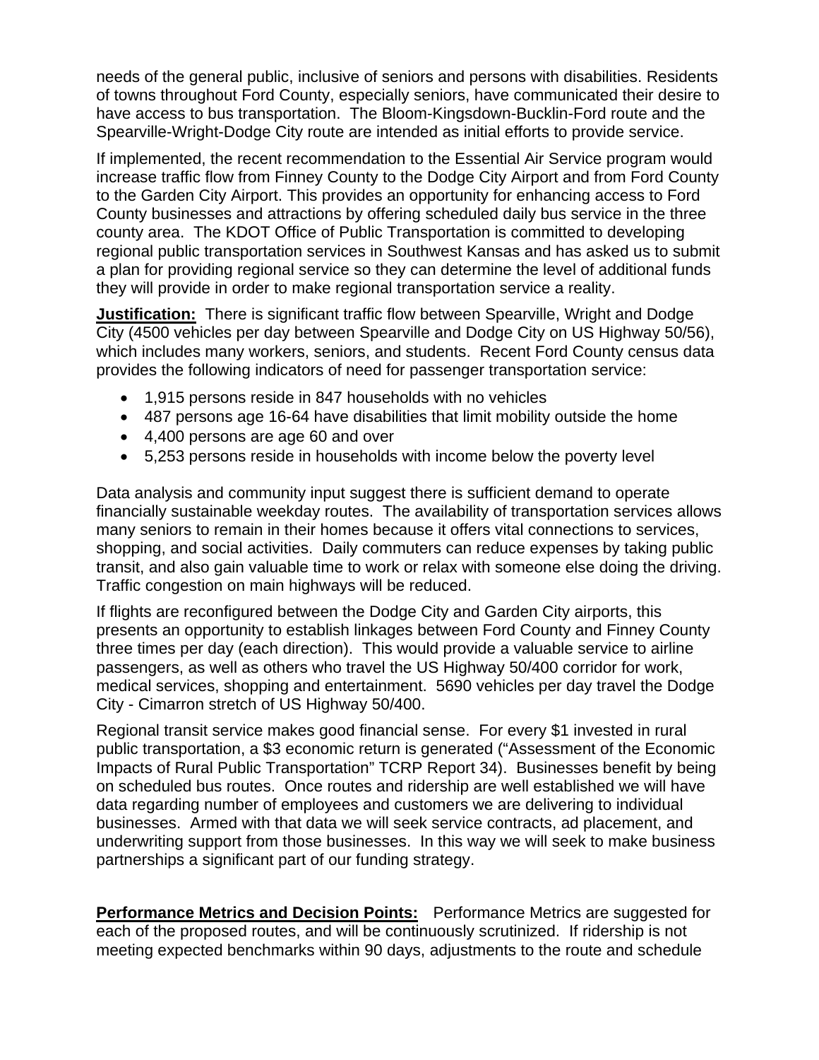needs of the general public, inclusive of seniors and persons with disabilities. Residents of towns throughout Ford County, especially seniors, have communicated their desire to have access to bus transportation. The Bloom-Kingsdown-Bucklin-Ford route and the Spearville-Wright-Dodge City route are intended as initial efforts to provide service.

If implemented, the recent recommendation to the Essential Air Service program would increase traffic flow from Finney County to the Dodge City Airport and from Ford County to the Garden City Airport. This provides an opportunity for enhancing access to Ford County businesses and attractions by offering scheduled daily bus service in the three county area. The KDOT Office of Public Transportation is committed to developing regional public transportation services in Southwest Kansas and has asked us to submit a plan for providing regional service so they can determine the level of additional funds they will provide in order to make regional transportation service a reality.

**Justification:** There is significant traffic flow between Spearville, Wright and Dodge City (4500 vehicles per day between Spearville and Dodge City on US Highway 50/56), which includes many workers, seniors, and students. Recent Ford County census data provides the following indicators of need for passenger transportation service:

- 1,915 persons reside in 847 households with no vehicles
- 487 persons age 16-64 have disabilities that limit mobility outside the home
- 4,400 persons are age 60 and over
- 5,253 persons reside in households with income below the poverty level

Data analysis and community input suggest there is sufficient demand to operate financially sustainable weekday routes. The availability of transportation services allows many seniors to remain in their homes because it offers vital connections to services, shopping, and social activities. Daily commuters can reduce expenses by taking public transit, and also gain valuable time to work or relax with someone else doing the driving. Traffic congestion on main highways will be reduced.

If flights are reconfigured between the Dodge City and Garden City airports, this presents an opportunity to establish linkages between Ford County and Finney County three times per day (each direction). This would provide a valuable service to airline passengers, as well as others who travel the US Highway 50/400 corridor for work, medical services, shopping and entertainment. 5690 vehicles per day travel the Dodge City - Cimarron stretch of US Highway 50/400.

Regional transit service makes good financial sense. For every $1 invested in rural public transportation, a $3 economic return is generated ("Assessment of the Economic Impacts of Rural Public Transportation" TCRP Report 34). Businesses benefit by being on scheduled bus routes. Once routes and ridership are well established we will have data regarding number of employees and customers we are delivering to individual businesses. Armed with that data we will seek service contracts, ad placement, and underwriting support from those businesses. In this way we will seek to make business partnerships a significant part of our funding strategy.

**Performance Metrics and Decision Points:** Performance Metrics are suggested for each of the proposed routes, and will be continuously scrutinized. If ridership is not meeting expected benchmarks within 90 days, adjustments to the route and schedule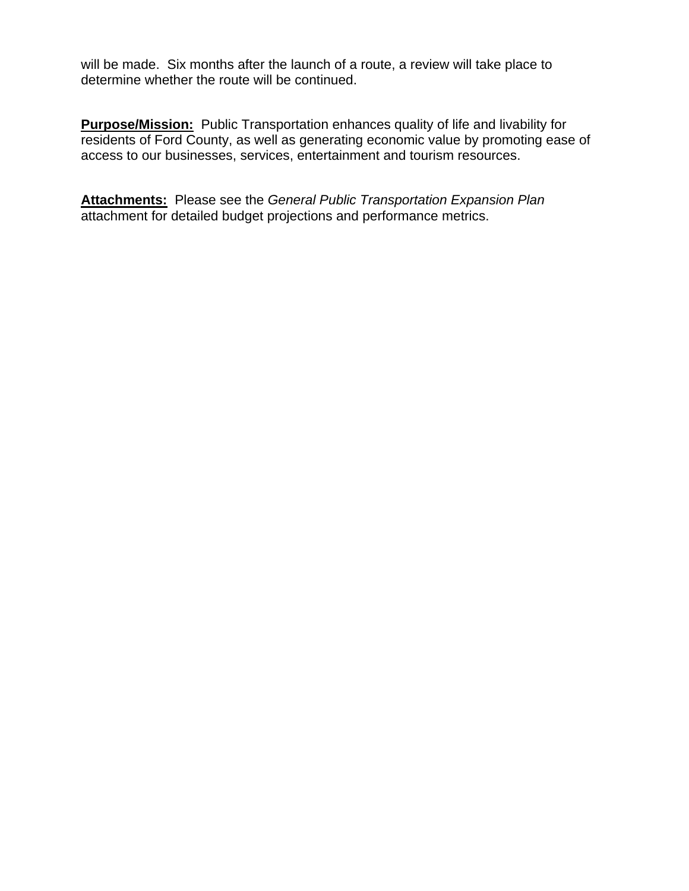will be made. Six months after the launch of a route, a review will take place to determine whether the route will be continued.

**Purpose/Mission:** Public Transportation enhances quality of life and livability for residents of Ford County, as well as generating economic value by promoting ease of access to our businesses, services, entertainment and tourism resources.

**Attachments:** Please see the *General Public Transportation Expansion Plan* attachment for detailed budget projections and performance metrics.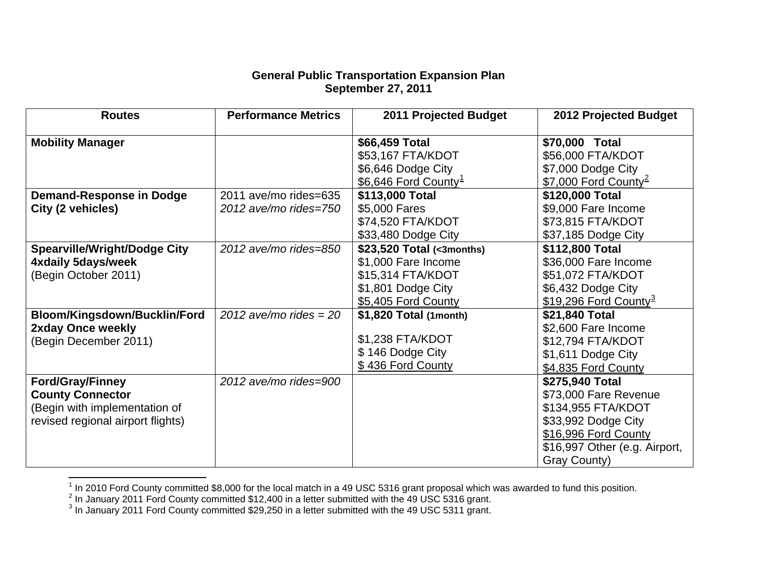**General Public Transportation Expansion Plan**
**September 27, 2011**

| Routes | Performance Metrics | 2011 Projected Budget | 2012 Projected Budget |
|---|---|---|---|
| **Mobility Manager** | | **$66,459 Total**<br>$53,167 FTA/KDOT<br>$6,646 Dodge City<br>$6,646 Ford County[1] | **$70,000 Total**<br>$56,000 FTA/KDOT<br>$7,000 Dodge City<br>$7,000 Ford County[2] |
| **Demand-Response in Dodge City (2 vehicles)** | 2011 ave/mo rides=635<br>*2012 ave/mo rides=750* | **$113,000 Total**<br>$5,000 Fares<br>$74,520 FTA/KDOT<br>$33,480 Dodge City | **$120,000 Total**<br>$9,000 Fare Income<br>$73,815 FTA/KDOT<br>$37,185 Dodge City |
| **Spearville/Wright/Dodge City 4xdaily 5days/week**<br>(Begin October 2011) | *2012 ave/mo rides=850* | **$23,520 Total (<3months)**<br>$1,000 Fare Income<br>$15,314 FTA/KDOT<br>$1,801 Dodge City<br>$5,405 Ford County | **$112,800 Total**<br>$36,000 Fare Income<br>$51,072 FTA/KDOT<br>$6,432 Dodge City<br>$19,296 Ford County[3] |
| **Bloom/Kingsdown/Bucklin/Ford 2xday Once weekly**<br>(Begin December 2011) | *2012 ave/mo rides = 20* | **$1,820 Total (1month)**<br>$1,238 FTA/KDOT<br>$ 146 Dodge City<br>$ 436 Ford County | **$21,840 Total**<br>$2,600 Fare Income<br>$12,794 FTA/KDOT<br>$1,611 Dodge City<br>$4,835 Ford County |
| **Ford/Gray/Finney County Connector**<br>(Begin with implementation of revised regional airport flights) | *2012 ave/mo rides=900* | | **$275,940 Total**<br>$73,000 Fare Revenue<br>$134,955 FTA/KDOT<br>$33,992 Dodge City<br>$16,996 Ford County<br>$16,997 Other (e.g. Airport, Gray County) |

[1] In 2010 Ford County committed $8,000 for the local match in a 49 USC 5316 grant proposal which was awarded to fund this position.
[2] In January 2011 Ford County committed $12,400 in a letter submitted with the 49 USC 5316 grant.
[3] In January 2011 Ford County committed $29,250 in a letter submitted with the 49 USC 5311 grant.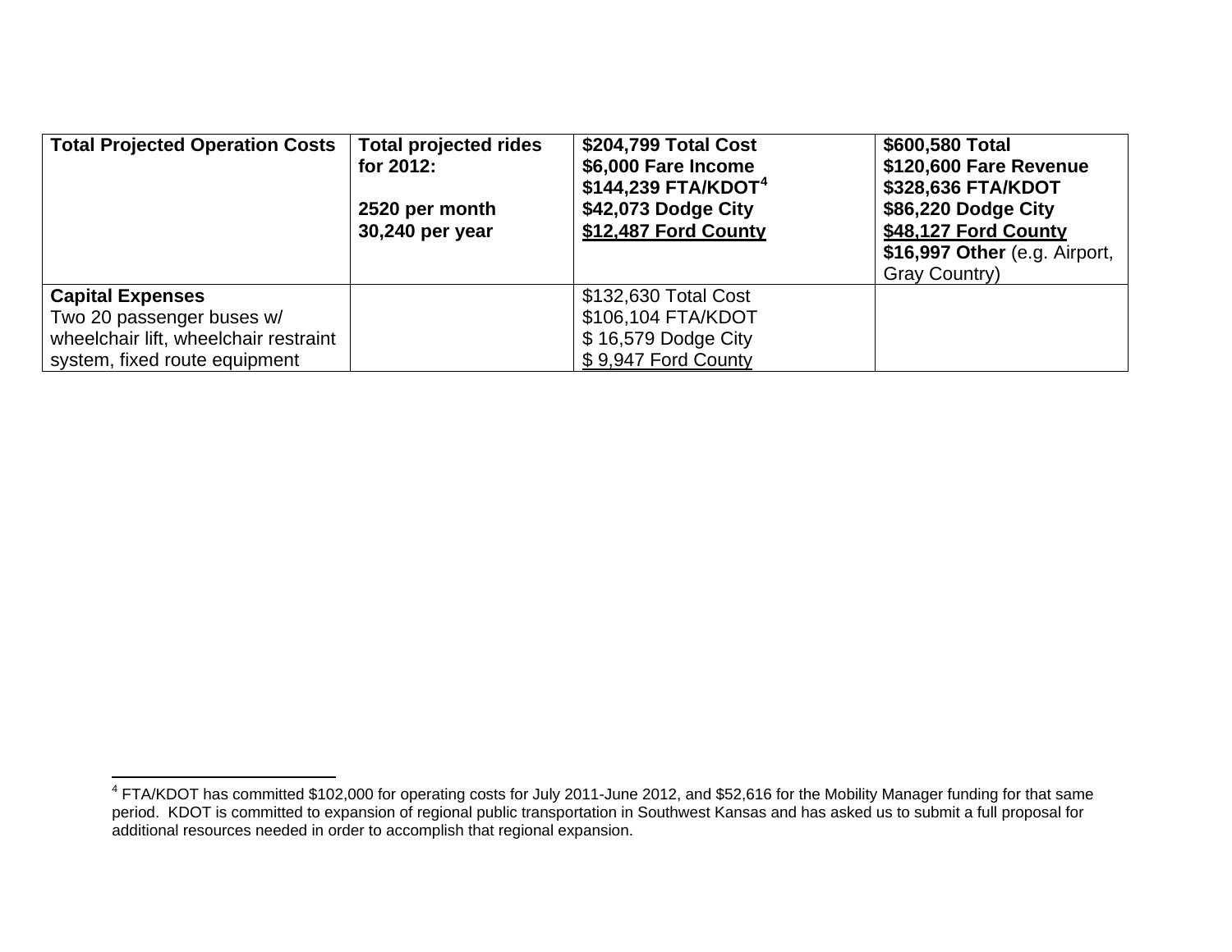| **Total Projected Operation Costs** | **Total projected rides for 2012:**<br><br>**2520 per month**<br>**30,240 per year** | **$204,799 Total Cost**<br>**$6,000 Fare Income**<br>**$144,239 FTA/KDOT[4]**<br>**$42,073 Dodge City**<br>**$12,487 Ford County** | **$600,580 Total**<br>**$120,600 Fare Revenue**<br>**$328,636 FTA/KDOT**<br>**$86,220 Dodge City**<br>**$48,127 Ford County**<br>**$16,997 Other** (e.g. Airport, Gray Country) |
|---|---|---|---|
| **Capital Expenses**<br>Two 20 passenger buses w/ wheelchair lift, wheelchair restraint system, fixed route equipment | | $132,630 Total Cost<br>$106,104 FTA/KDOT<br>$ 16,579 Dodge City<br>$ 9,947 Ford County | |

[4] FTA/KDOT has committed $102,000 for operating costs for July 2011-June 2012, and $52,616 for the Mobility Manager funding for that same period. KDOT is committed to expansion of regional public transportation in Southwest Kansas and has asked us to submit a full proposal for additional resources needed in order to accomplish that regional expansion.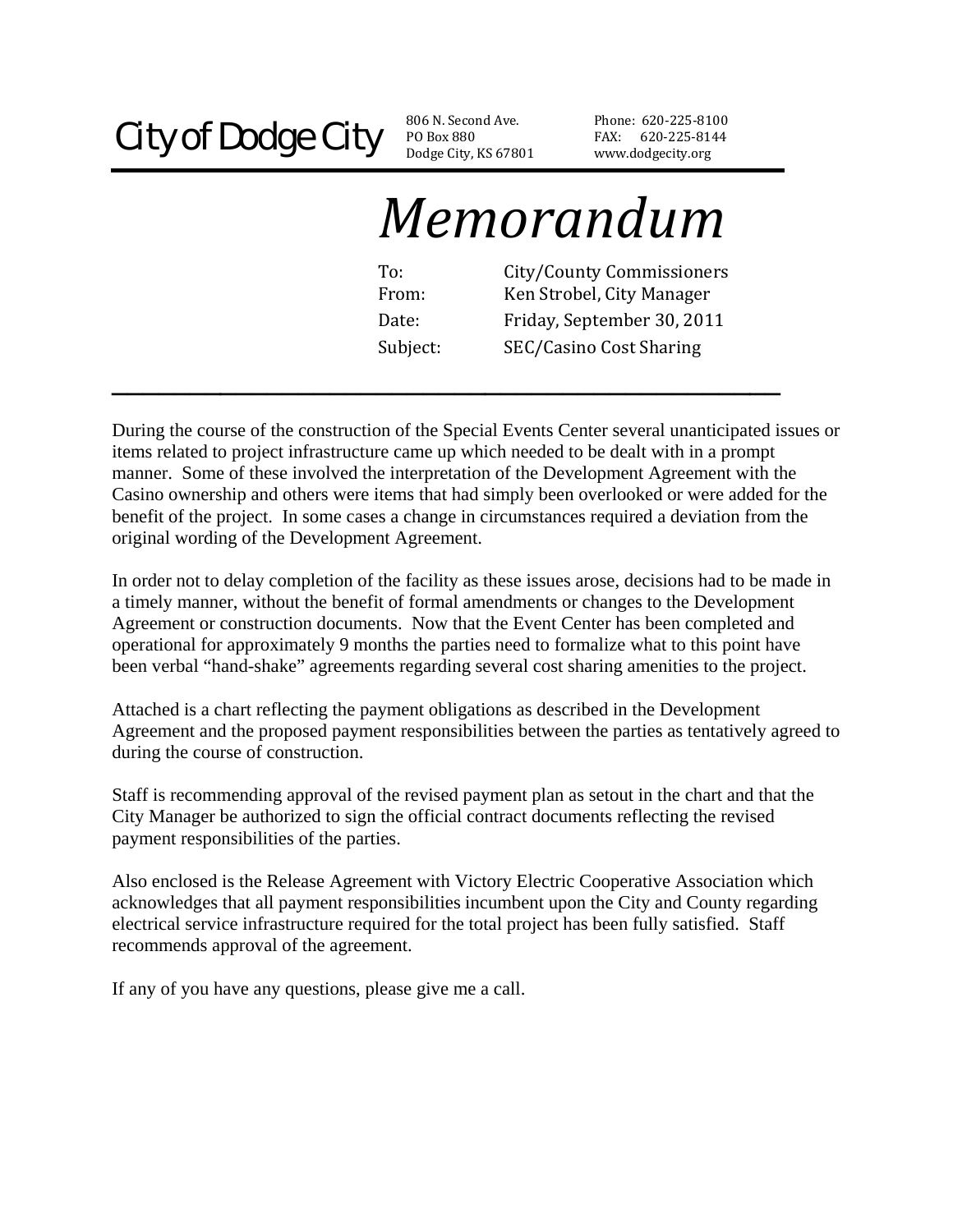City of Dodge City

806 N. Second Ave.
PO Box 880
Dodge City, KS 67801

Phone: 620-225-8100
FAX: 620-225-8144
www.dodgecity.org

# *Memorandum*

To: City/County Commissioners
From: Ken Strobel, City Manager
Date: Friday, September 30, 2011
Subject: SEC/Casino Cost Sharing

---

During the course of the construction of the Special Events Center several unanticipated issues or items related to project infrastructure came up which needed to be dealt with in a prompt manner. Some of these involved the interpretation of the Development Agreement with the Casino ownership and others were items that had simply been overlooked or were added for the benefit of the project. In some cases a change in circumstances required a deviation from the original wording of the Development Agreement.

In order not to delay completion of the facility as these issues arose, decisions had to be made in a timely manner, without the benefit of formal amendments or changes to the Development Agreement or construction documents. Now that the Event Center has been completed and operational for approximately 9 months the parties need to formalize what to this point have been verbal "hand-shake" agreements regarding several cost sharing amenities to the project.

Attached is a chart reflecting the payment obligations as described in the Development Agreement and the proposed payment responsibilities between the parties as tentatively agreed to during the course of construction.

Staff is recommending approval of the revised payment plan as setout in the chart and that the City Manager be authorized to sign the official contract documents reflecting the revised payment responsibilities of the parties.

Also enclosed is the Release Agreement with Victory Electric Cooperative Association which acknowledges that all payment responsibilities incumbent upon the City and County regarding electrical service infrastructure required for the total project has been fully satisfied. Staff recommends approval of the agreement.

If any of you have any questions, please give me a call.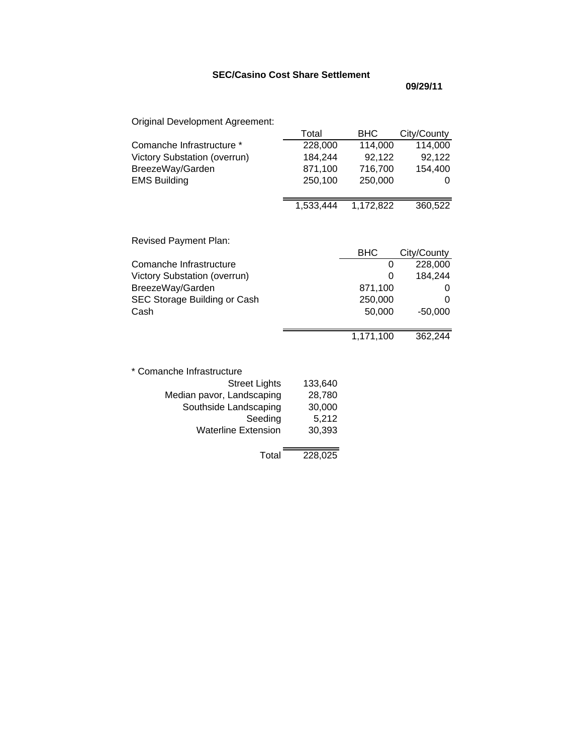**SEC/Casino Cost Share Settlement**

**09/29/11**

Original Development Agreement:

| | Total | BHC | City/County |
|---|---|---|---|
| Comanche Infrastructure * | 228,000 | 114,000 | 114,000 |
| Victory Substation (overrun) | 184,244 | 92,122 | 92,122 |
| BreezeWay/Garden | 871,100 | 716,700 | 154,400 |
| EMS Building | 250,100 | 250,000 | 0 |
| | 1,533,444 | 1,172,822 | 360,522 |

Revised Payment Plan:

| | BHC | City/County |
|---|---|---|
| Comanche Infrastructure | 0 | 228,000 |
| Victory Substation (overrun) | 0 | 184,244 |
| BreezeWay/Garden | 871,100 | 0 |
| SEC Storage Building or Cash | 250,000 | 0 |
| Cash | 50,000 | -50,000 |
| | 1,171,100 | 362,244 |

\* Comanche Infrastructure

| | |
|---|---|
| Street Lights | 133,640 |
| Median pavor, Landscaping | 28,780 |
| Southside Landscaping | 30,000 |
| Seeding | 5,212 |
| Waterline Extension | 30,393 |
| Total | 228,025 |